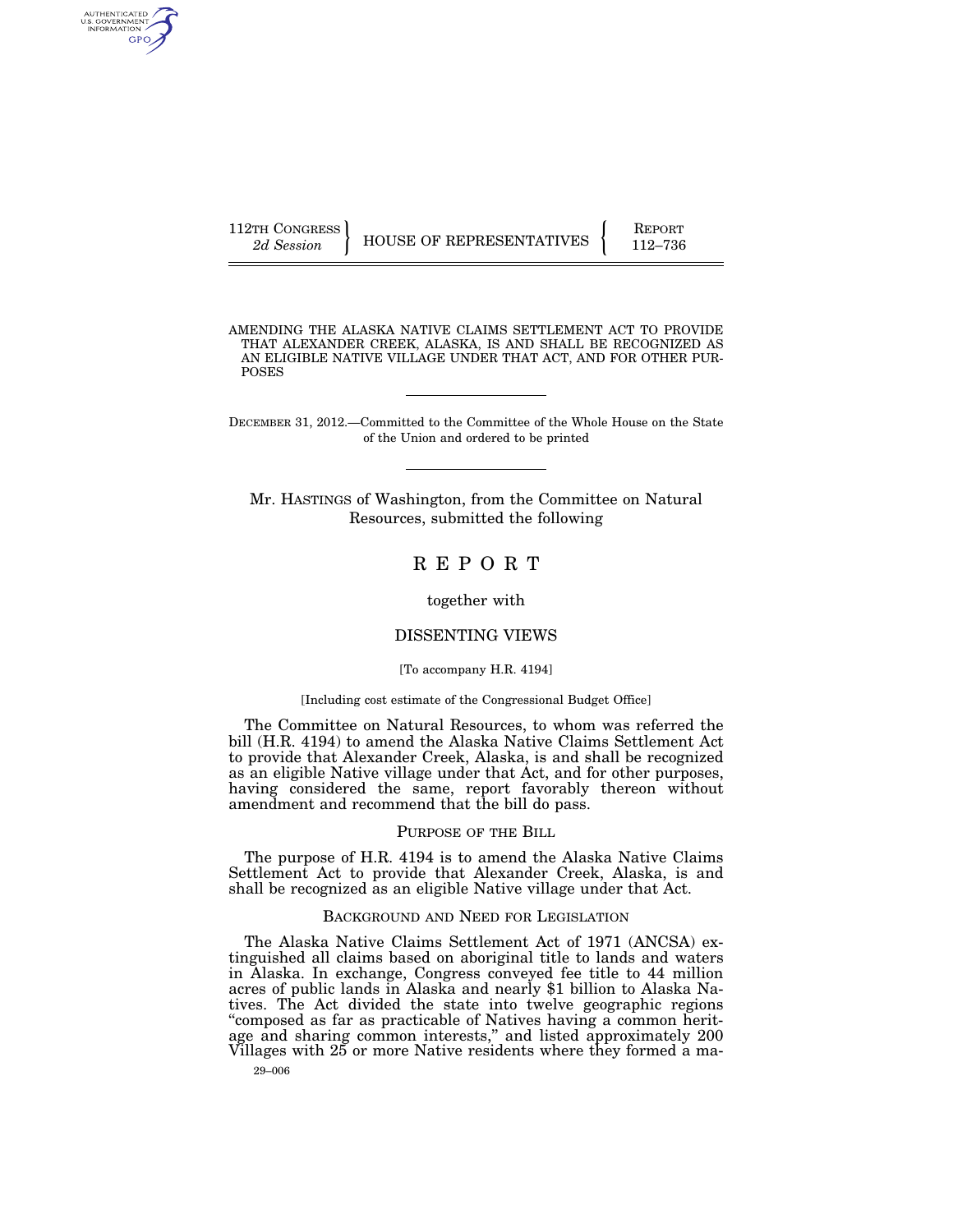112TH CONGRESS
*2d Session*

HOUSE OF REPRESENTATIVES

REPORT
112–736

AMENDING THE ALASKA NATIVE CLAIMS SETTLEMENT ACT TO PROVIDE THAT ALEXANDER CREEK, ALASKA, IS AND SHALL BE RECOGNIZED AS AN ELIGIBLE NATIVE VILLAGE UNDER THAT ACT, AND FOR OTHER PURPOSES

DECEMBER 31, 2012.—Committed to the Committee of the Whole House on the State of the Union and ordered to be printed

Mr. HASTINGS of Washington, from the Committee on Natural Resources, submitted the following

# REPORT

together with

## DISSENTING VIEWS

[To accompany H.R. 4194]

[Including cost estimate of the Congressional Budget Office]

The Committee on Natural Resources, to whom was referred the bill (H.R. 4194) to amend the Alaska Native Claims Settlement Act to provide that Alexander Creek, Alaska, is and shall be recognized as an eligible Native village under that Act, and for other purposes, having considered the same, report favorably thereon without amendment and recommend that the bill do pass.

## PURPOSE OF THE BILL

The purpose of H.R. 4194 is to amend the Alaska Native Claims Settlement Act to provide that Alexander Creek, Alaska, is and shall be recognized as an eligible Native village under that Act.

## BACKGROUND AND NEED FOR LEGISLATION

The Alaska Native Claims Settlement Act of 1971 (ANCSA) extinguished all claims based on aboriginal title to lands and waters in Alaska. In exchange, Congress conveyed fee title to 44 million acres of public lands in Alaska and nearly $1 billion to Alaska Natives. The Act divided the state into twelve geographic regions "composed as far as practicable of Natives having a common heritage and sharing common interests," and listed approximately 200 Villages with 25 or more Native residents where they formed a ma-

29–006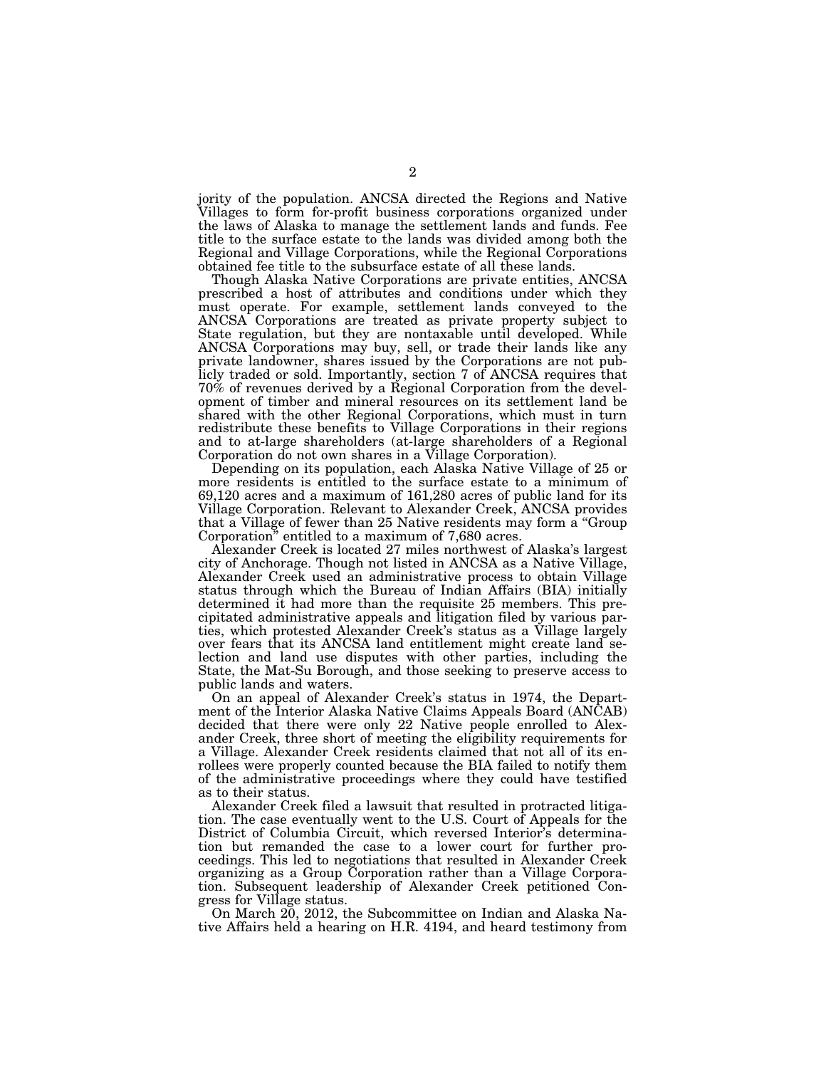jority of the population. ANCSA directed the Regions and Native Villages to form for-profit business corporations organized under the laws of Alaska to manage the settlement lands and funds. Fee title to the surface estate to the lands was divided among both the Regional and Village Corporations, while the Regional Corporations obtained fee title to the subsurface estate of all these lands.

Though Alaska Native Corporations are private entities, ANCSA prescribed a host of attributes and conditions under which they must operate. For example, settlement lands conveyed to the ANCSA Corporations are treated as private property subject to State regulation, but they are nontaxable until developed. While ANCSA Corporations may buy, sell, or trade their lands like any private landowner, shares issued by the Corporations are not publicly traded or sold. Importantly, section 7 of ANCSA requires that 70% of revenues derived by a Regional Corporation from the development of timber and mineral resources on its settlement land be shared with the other Regional Corporations, which must in turn redistribute these benefits to Village Corporations in their regions and to at-large shareholders (at-large shareholders of a Regional Corporation do not own shares in a Village Corporation).

Depending on its population, each Alaska Native Village of 25 or more residents is entitled to the surface estate to a minimum of 69,120 acres and a maximum of 161,280 acres of public land for its Village Corporation. Relevant to Alexander Creek, ANCSA provides that a Village of fewer than 25 Native residents may form a "Group Corporation" entitled to a maximum of 7,680 acres.

Alexander Creek is located 27 miles northwest of Alaska's largest city of Anchorage. Though not listed in ANCSA as a Native Village, Alexander Creek used an administrative process to obtain Village status through which the Bureau of Indian Affairs (BIA) initially determined it had more than the requisite 25 members. This precipitated administrative appeals and litigation filed by various parties, which protested Alexander Creek's status as a Village largely over fears that its ANCSA land entitlement might create land selection and land use disputes with other parties, including the State, the Mat-Su Borough, and those seeking to preserve access to public lands and waters.

On an appeal of Alexander Creek's status in 1974, the Department of the Interior Alaska Native Claims Appeals Board (ANCAB) decided that there were only 22 Native people enrolled to Alexander Creek, three short of meeting the eligibility requirements for a Village. Alexander Creek residents claimed that not all of its enrollees were properly counted because the BIA failed to notify them of the administrative proceedings where they could have testified as to their status.

Alexander Creek filed a lawsuit that resulted in protracted litigation. The case eventually went to the U.S. Court of Appeals for the District of Columbia Circuit, which reversed Interior's determination but remanded the case to a lower court for further proceedings. This led to negotiations that resulted in Alexander Creek organizing as a Group Corporation rather than a Village Corporation. Subsequent leadership of Alexander Creek petitioned Congress for Village status.

On March 20, 2012, the Subcommittee on Indian and Alaska Native Affairs held a hearing on H.R. 4194, and heard testimony from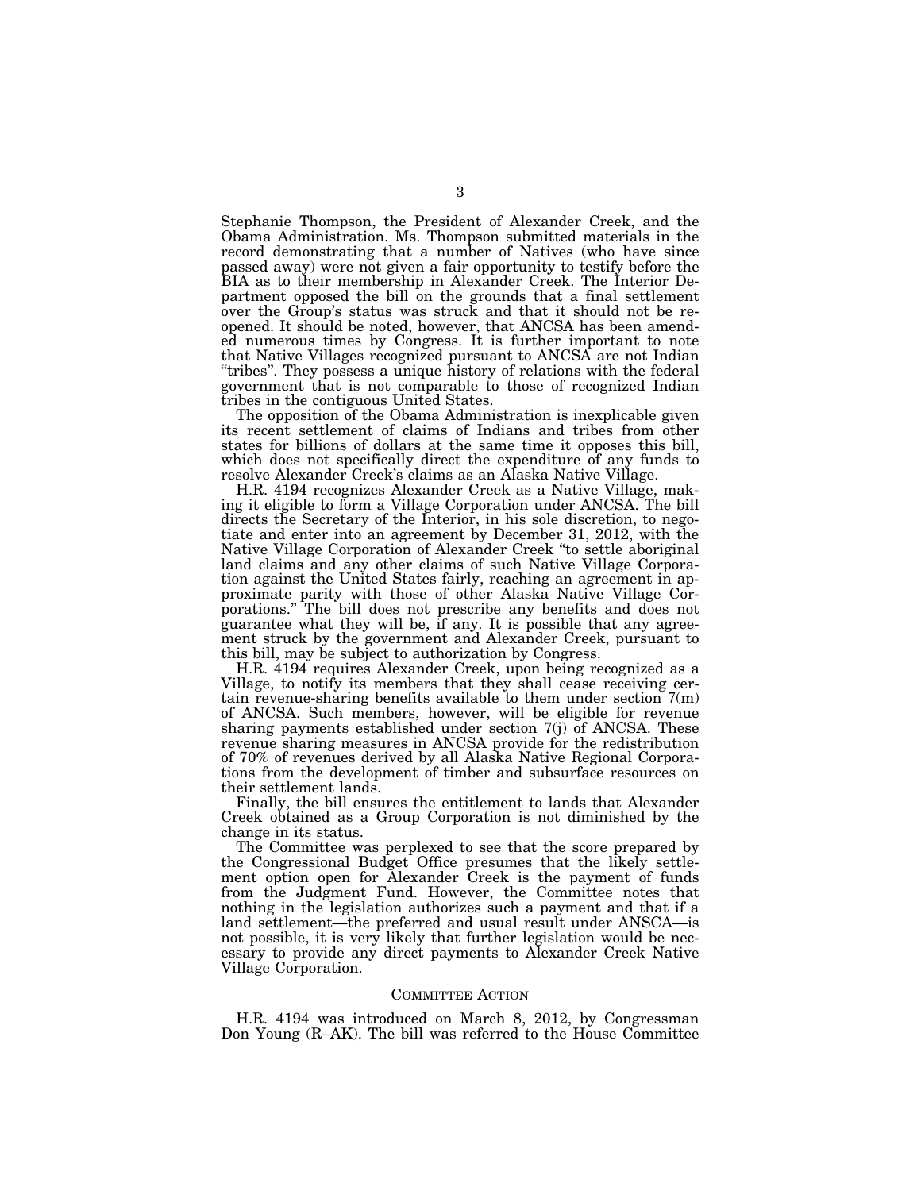Stephanie Thompson, the President of Alexander Creek, and the Obama Administration. Ms. Thompson submitted materials in the record demonstrating that a number of Natives (who have since passed away) were not given a fair opportunity to testify before the BIA as to their membership in Alexander Creek. The Interior Department opposed the bill on the grounds that a final settlement over the Group's status was struck and that it should not be reopened. It should be noted, however, that ANCSA has been amended numerous times by Congress. It is further important to note that Native Villages recognized pursuant to ANCSA are not Indian "tribes". They possess a unique history of relations with the federal government that is not comparable to those of recognized Indian tribes in the contiguous United States.

The opposition of the Obama Administration is inexplicable given its recent settlement of claims of Indians and tribes from other states for billions of dollars at the same time it opposes this bill, which does not specifically direct the expenditure of any funds to resolve Alexander Creek's claims as an Alaska Native Village.

H.R. 4194 recognizes Alexander Creek as a Native Village, making it eligible to form a Village Corporation under ANCSA. The bill directs the Secretary of the Interior, in his sole discretion, to negotiate and enter into an agreement by December 31, 2012, with the Native Village Corporation of Alexander Creek "to settle aboriginal land claims and any other claims of such Native Village Corporation against the United States fairly, reaching an agreement in approximate parity with those of other Alaska Native Village Corporations." The bill does not prescribe any benefits and does not guarantee what they will be, if any. It is possible that any agreement struck by the government and Alexander Creek, pursuant to this bill, may be subject to authorization by Congress.

H.R. 4194 requires Alexander Creek, upon being recognized as a Village, to notify its members that they shall cease receiving certain revenue-sharing benefits available to them under section 7(m) of ANCSA. Such members, however, will be eligible for revenue sharing payments established under section 7(j) of ANCSA. These revenue sharing measures in ANCSA provide for the redistribution of 70% of revenues derived by all Alaska Native Regional Corporations from the development of timber and subsurface resources on their settlement lands.

Finally, the bill ensures the entitlement to lands that Alexander Creek obtained as a Group Corporation is not diminished by the change in its status.

The Committee was perplexed to see that the score prepared by the Congressional Budget Office presumes that the likely settlement option open for Alexander Creek is the payment of funds from the Judgment Fund. However, the Committee notes that nothing in the legislation authorizes such a payment and that if a land settlement—the preferred and usual result under ANSCA—is not possible, it is very likely that further legislation would be necessary to provide any direct payments to Alexander Creek Native Village Corporation.

## Committee Action

H.R. 4194 was introduced on March 8, 2012, by Congressman Don Young (R–AK). The bill was referred to the House Committee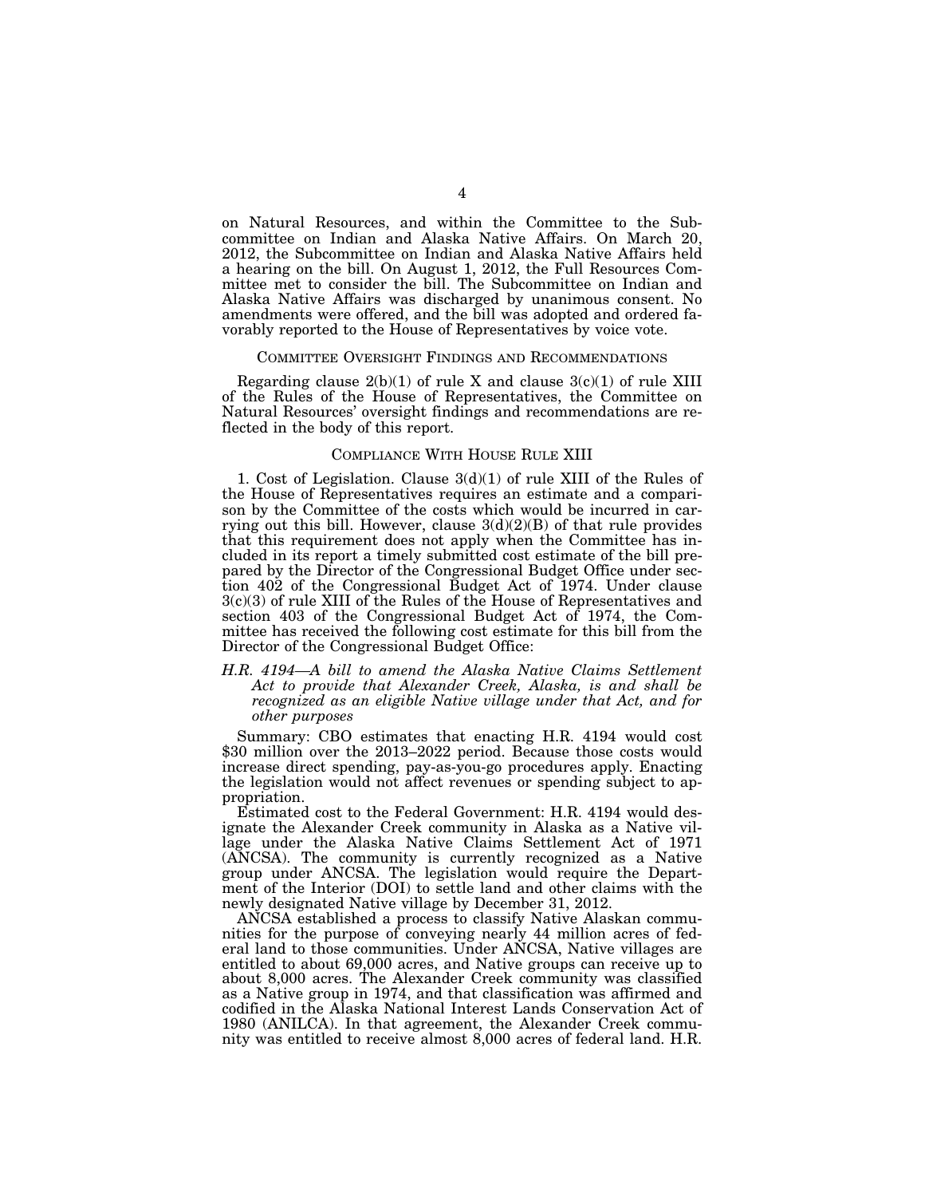on Natural Resources, and within the Committee to the Subcommittee on Indian and Alaska Native Affairs. On March 20, 2012, the Subcommittee on Indian and Alaska Native Affairs held a hearing on the bill. On August 1, 2012, the Full Resources Committee met to consider the bill. The Subcommittee on Indian and Alaska Native Affairs was discharged by unanimous consent. No amendments were offered, and the bill was adopted and ordered favorably reported to the House of Representatives by voice vote.

## COMMITTEE OVERSIGHT FINDINGS AND RECOMMENDATIONS

Regarding clause 2(b)(1) of rule X and clause 3(c)(1) of rule XIII of the Rules of the House of Representatives, the Committee on Natural Resources' oversight findings and recommendations are reflected in the body of this report.

## COMPLIANCE WITH HOUSE RULE XIII

1. Cost of Legislation. Clause 3(d)(1) of rule XIII of the Rules of the House of Representatives requires an estimate and a comparison by the Committee of the costs which would be incurred in carrying out this bill. However, clause 3(d)(2)(B) of that rule provides that this requirement does not apply when the Committee has included in its report a timely submitted cost estimate of the bill prepared by the Director of the Congressional Budget Office under section 402 of the Congressional Budget Act of 1974. Under clause 3(c)(3) of rule XIII of the Rules of the House of Representatives and section 403 of the Congressional Budget Act of 1974, the Committee has received the following cost estimate for this bill from the Director of the Congressional Budget Office:

*H.R. 4194—A bill to amend the Alaska Native Claims Settlement Act to provide that Alexander Creek, Alaska, is and shall be recognized as an eligible Native village under that Act, and for other purposes*

Summary: CBO estimates that enacting H.R. 4194 would cost $30 million over the 2013–2022 period. Because those costs would increase direct spending, pay-as-you-go procedures apply. Enacting the legislation would not affect revenues or spending subject to appropriation.

Estimated cost to the Federal Government: H.R. 4194 would designate the Alexander Creek community in Alaska as a Native village under the Alaska Native Claims Settlement Act of 1971 (ANCSA). The community is currently recognized as a Native group under ANCSA. The legislation would require the Department of the Interior (DOI) to settle land and other claims with the newly designated Native village by December 31, 2012.

ANCSA established a process to classify Native Alaskan communities for the purpose of conveying nearly 44 million acres of federal land to those communities. Under ANCSA, Native villages are entitled to about 69,000 acres, and Native groups can receive up to about 8,000 acres. The Alexander Creek community was classified as a Native group in 1974, and that classification was affirmed and codified in the Alaska National Interest Lands Conservation Act of 1980 (ANILCA). In that agreement, the Alexander Creek community was entitled to receive almost 8,000 acres of federal land. H.R.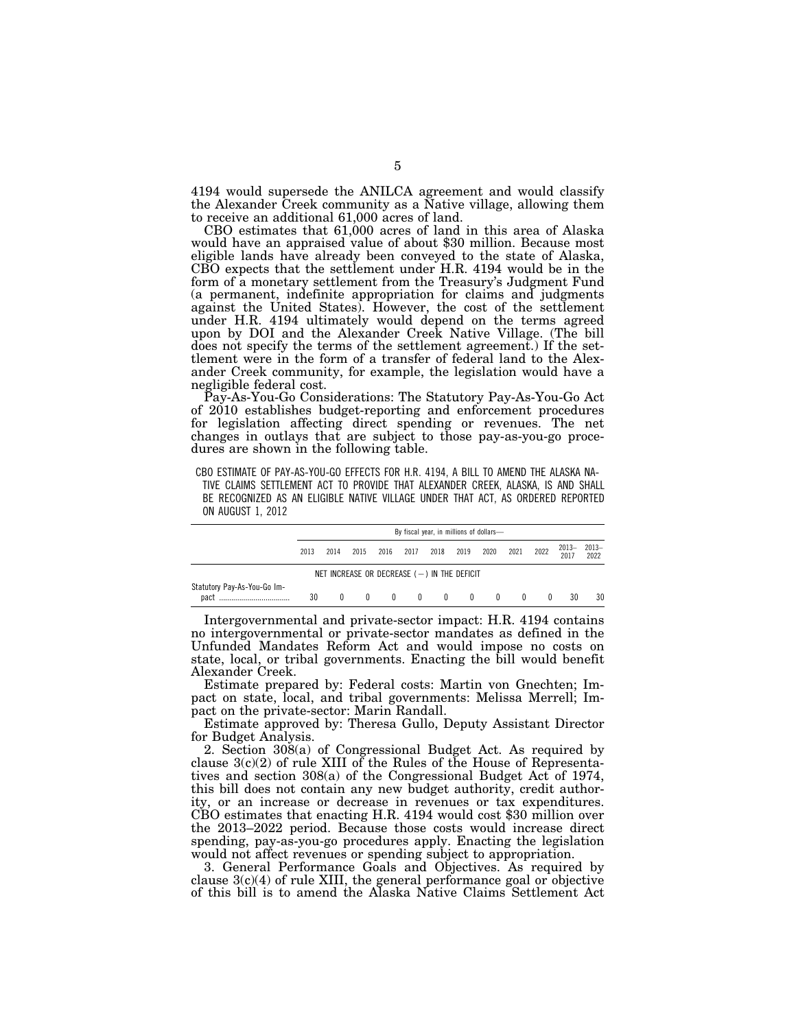4194 would supersede the ANILCA agreement and would classify the Alexander Creek community as a Native village, allowing them to receive an additional 61,000 acres of land.

CBO estimates that 61,000 acres of land in this area of Alaska would have an appraised value of about $30 million. Because most eligible lands have already been conveyed to the state of Alaska, CBO expects that the settlement under H.R. 4194 would be in the form of a monetary settlement from the Treasury's Judgment Fund (a permanent, indefinite appropriation for claims and judgments against the United States). However, the cost of the settlement under H.R. 4194 ultimately would depend on the terms agreed upon by DOI and the Alexander Creek Native Village. (The bill does not specify the terms of the settlement agreement.) If the settlement were in the form of a transfer of federal land to the Alexander Creek community, for example, the legislation would have a negligible federal cost.

Pay-As-You-Go Considerations: The Statutory Pay-As-You-Go Act of 2010 establishes budget-reporting and enforcement procedures for legislation affecting direct spending or revenues. The net changes in outlays that are subject to those pay-as-you-go procedures are shown in the following table.

CBO ESTIMATE OF PAY-AS-YOU-GO EFFECTS FOR H.R. 4194, A BILL TO AMEND THE ALASKA NATIVE CLAIMS SETTLEMENT ACT TO PROVIDE THAT ALEXANDER CREEK, ALASKA, IS AND SHALL BE RECOGNIZED AS AN ELIGIBLE NATIVE VILLAGE UNDER THAT ACT, AS ORDERED REPORTED ON AUGUST 1, 2012

| | By fiscal year, in millions of dollars— | | | | | | | | | | | |
|---|---|---|---|---|---|---|---|---|---|---|---|---|
| | 2013 | 2014 | 2015 | 2016 | 2017 | 2018 | 2019 | 2020 | 2021 | 2022 | 2013–2017 | 2013–2022 |
| | NET INCREASE OR DECREASE (−) IN THE DEFICIT | | | | | | | | | | | |
| Statutory Pay-As-You-Go Impact | 30 | 0 | 0 | 0 | 0 | 0 | 0 | 0 | 0 | 0 | 30 | 30 |

Intergovernmental and private-sector impact: H.R. 4194 contains no intergovernmental or private-sector mandates as defined in the Unfunded Mandates Reform Act and would impose no costs on state, local, or tribal governments. Enacting the bill would benefit Alexander Creek.

Estimate prepared by: Federal costs: Martin von Gnechten; Impact on state, local, and tribal governments: Melissa Merrell; Impact on the private-sector: Marin Randall.

Estimate approved by: Theresa Gullo, Deputy Assistant Director for Budget Analysis.

2. Section 308(a) of Congressional Budget Act. As required by clause 3(c)(2) of rule XIII of the Rules of the House of Representatives and section 308(a) of the Congressional Budget Act of 1974, this bill does not contain any new budget authority, credit authority, or an increase or decrease in revenues or tax expenditures. CBO estimates that enacting H.R. 4194 would cost $30 million over the 2013–2022 period. Because those costs would increase direct spending, pay-as-you-go procedures apply. Enacting the legislation would not affect revenues or spending subject to appropriation.

3. General Performance Goals and Objectives. As required by clause 3(c)(4) of rule XIII, the general performance goal or objective of this bill is to amend the Alaska Native Claims Settlement Act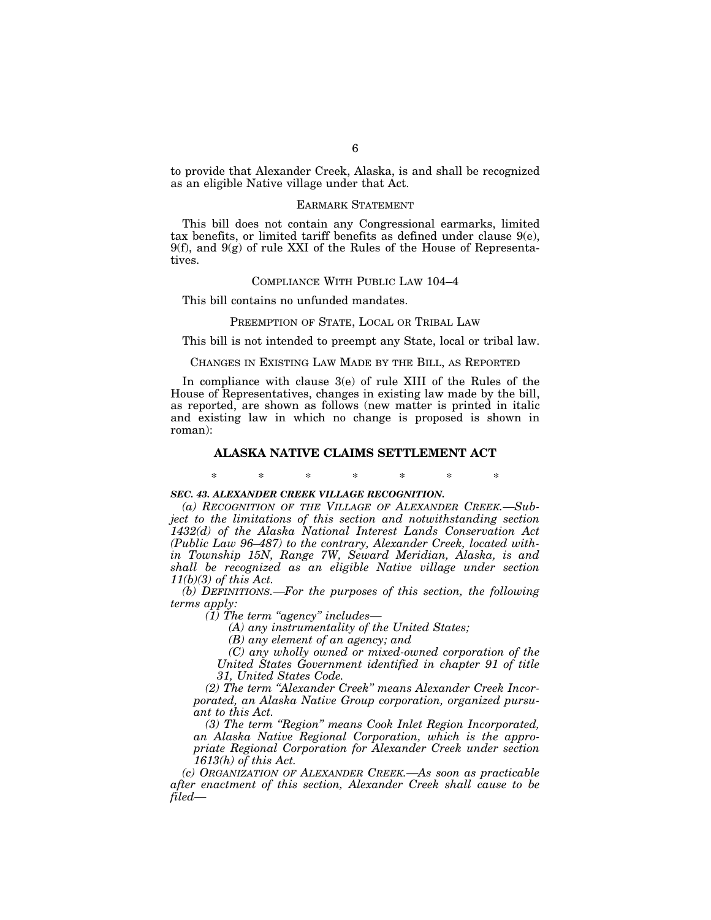to provide that Alexander Creek, Alaska, is and shall be recognized as an eligible Native village under that Act.

## EARMARK STATEMENT

This bill does not contain any Congressional earmarks, limited tax benefits, or limited tariff benefits as defined under clause 9(e), 9(f), and 9(g) of rule XXI of the Rules of the House of Representatives.

## COMPLIANCE WITH PUBLIC LAW 104–4

This bill contains no unfunded mandates.

## PREEMPTION OF STATE, LOCAL OR TRIBAL LAW

This bill is not intended to preempt any State, local or tribal law.

## CHANGES IN EXISTING LAW MADE BY THE BILL, AS REPORTED

In compliance with clause 3(e) of rule XIII of the Rules of the House of Representatives, changes in existing law made by the bill, as reported, are shown as follows (new matter is printed in italic and existing law in which no change is proposed is shown in roman):

### ALASKA NATIVE CLAIMS SETTLEMENT ACT

\* \* \* \* \* \* \*

***SEC. 43. ALEXANDER CREEK VILLAGE RECOGNITION.***

*(a) RECOGNITION OF THE VILLAGE OF ALEXANDER CREEK.—Subject to the limitations of this section and notwithstanding section 1432(d) of the Alaska National Interest Lands Conservation Act (Public Law 96–487) to the contrary, Alexander Creek, located within Township 15N, Range 7W, Seward Meridian, Alaska, is and shall be recognized as an eligible Native village under section 11(b)(3) of this Act.*

*(b) DEFINITIONS.—For the purposes of this section, the following terms apply:*

*(1) The term "agency" includes—*

*(A) any instrumentality of the United States;*

*(B) any element of an agency; and*

*(C) any wholly owned or mixed-owned corporation of the United States Government identified in chapter 91 of title 31, United States Code.*

*(2) The term "Alexander Creek" means Alexander Creek Incorporated, an Alaska Native Group corporation, organized pursuant to this Act.*

*(3) The term "Region" means Cook Inlet Region Incorporated, an Alaska Native Regional Corporation, which is the appropriate Regional Corporation for Alexander Creek under section 1613(h) of this Act.*

*(c) ORGANIZATION OF ALEXANDER CREEK.—As soon as practicable after enactment of this section, Alexander Creek shall cause to be filed—*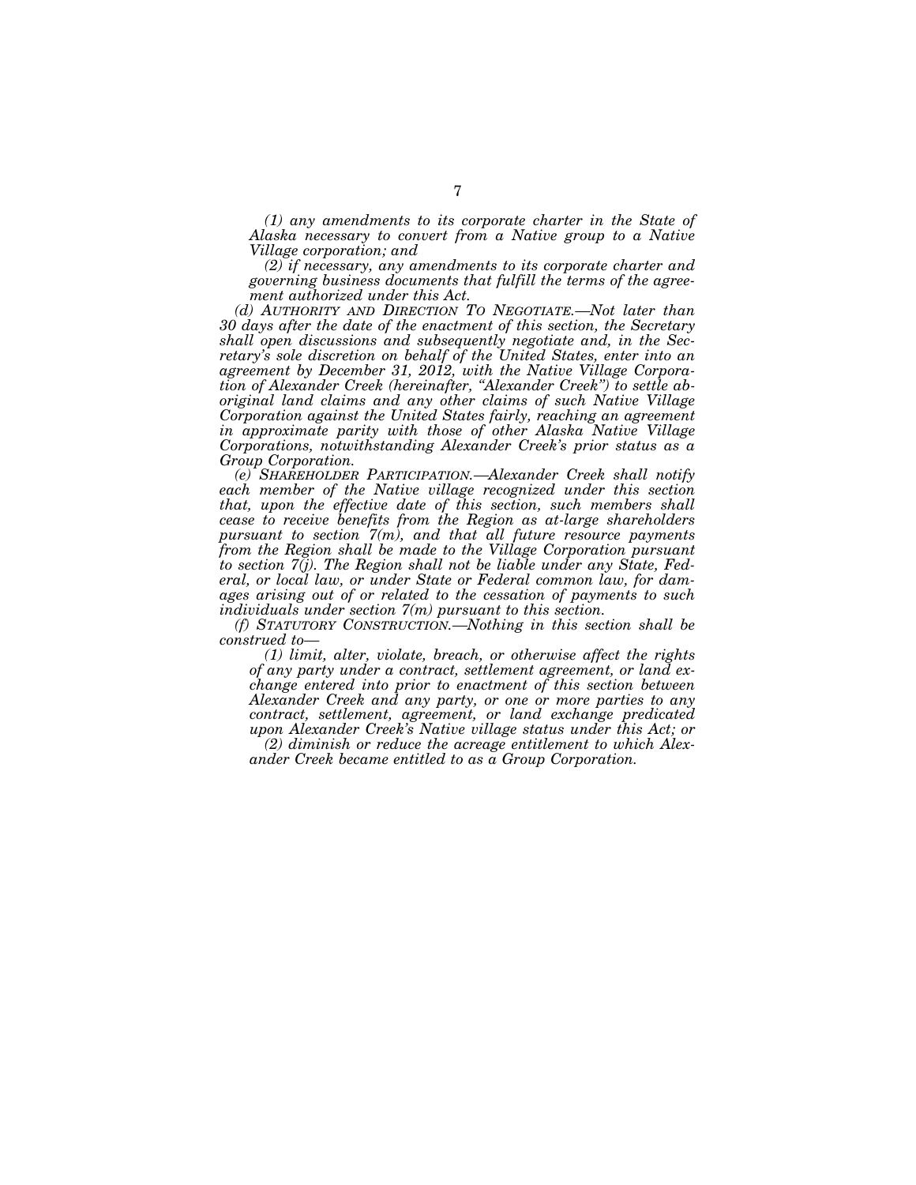*(1) any amendments to its corporate charter in the State of Alaska necessary to convert from a Native group to a Native Village corporation; and*

*(2) if necessary, any amendments to its corporate charter and governing business documents that fulfill the terms of the agreement authorized under this Act.*

*(d) AUTHORITY AND DIRECTION TO NEGOTIATE.—Not later than 30 days after the date of the enactment of this section, the Secretary shall open discussions and subsequently negotiate and, in the Secretary's sole discretion on behalf of the United States, enter into an agreement by December 31, 2012, with the Native Village Corporation of Alexander Creek (hereinafter, "Alexander Creek") to settle aboriginal land claims and any other claims of such Native Village Corporation against the United States fairly, reaching an agreement in approximate parity with those of other Alaska Native Village Corporations, notwithstanding Alexander Creek's prior status as a Group Corporation.*

*(e) SHAREHOLDER PARTICIPATION.—Alexander Creek shall notify each member of the Native village recognized under this section that, upon the effective date of this section, such members shall cease to receive benefits from the Region as at-large shareholders pursuant to section 7(m), and that all future resource payments from the Region shall be made to the Village Corporation pursuant to section 7(j). The Region shall not be liable under any State, Federal, or local law, or under State or Federal common law, for damages arising out of or related to the cessation of payments to such individuals under section 7(m) pursuant to this section.*

*(f) STATUTORY CONSTRUCTION.—Nothing in this section shall be construed to—*

*(1) limit, alter, violate, breach, or otherwise affect the rights of any party under a contract, settlement agreement, or land exchange entered into prior to enactment of this section between Alexander Creek and any party, or one or more parties to any contract, settlement, agreement, or land exchange predicated upon Alexander Creek's Native village status under this Act; or*

*(2) diminish or reduce the acreage entitlement to which Alexander Creek became entitled to as a Group Corporation.*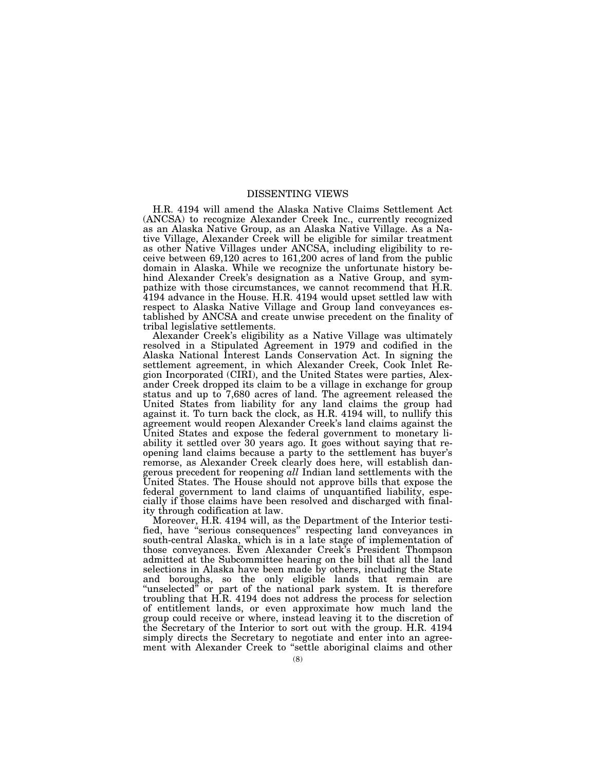## DISSENTING VIEWS

H.R. 4194 will amend the Alaska Native Claims Settlement Act (ANCSA) to recognize Alexander Creek Inc., currently recognized as an Alaska Native Group, as an Alaska Native Village. As a Native Village, Alexander Creek will be eligible for similar treatment as other Native Villages under ANCSA, including eligibility to receive between 69,120 acres to 161,200 acres of land from the public domain in Alaska. While we recognize the unfortunate history behind Alexander Creek's designation as a Native Group, and sympathize with those circumstances, we cannot recommend that H.R. 4194 advance in the House. H.R. 4194 would upset settled law with respect to Alaska Native Village and Group land conveyances established by ANCSA and create unwise precedent on the finality of tribal legislative settlements.

Alexander Creek's eligibility as a Native Village was ultimately resolved in a Stipulated Agreement in 1979 and codified in the Alaska National Interest Lands Conservation Act. In signing the settlement agreement, in which Alexander Creek, Cook Inlet Region Incorporated (CIRI), and the United States were parties, Alexander Creek dropped its claim to be a village in exchange for group status and up to 7,680 acres of land. The agreement released the United States from liability for any land claims the group had against it. To turn back the clock, as H.R. 4194 will, to nullify this agreement would reopen Alexander Creek's land claims against the United States and expose the federal government to monetary liability it settled over 30 years ago. It goes without saying that reopening land claims because a party to the settlement has buyer's remorse, as Alexander Creek clearly does here, will establish dangerous precedent for reopening *all* Indian land settlements with the United States. The House should not approve bills that expose the federal government to land claims of unquantified liability, especially if those claims have been resolved and discharged with finality through codification at law.

Moreover, H.R. 4194 will, as the Department of the Interior testified, have "serious consequences" respecting land conveyances in south-central Alaska, which is in a late stage of implementation of those conveyances. Even Alexander Creek's President Thompson admitted at the Subcommittee hearing on the bill that all the land selections in Alaska have been made by others, including the State and boroughs, so the only eligible lands that remain are "unselected" or part of the national park system. It is therefore troubling that H.R. 4194 does not address the process for selection of entitlement lands, or even approximate how much land the group could receive or where, instead leaving it to the discretion of the Secretary of the Interior to sort out with the group. H.R. 4194 simply directs the Secretary to negotiate and enter into an agreement with Alexander Creek to "settle aboriginal claims and other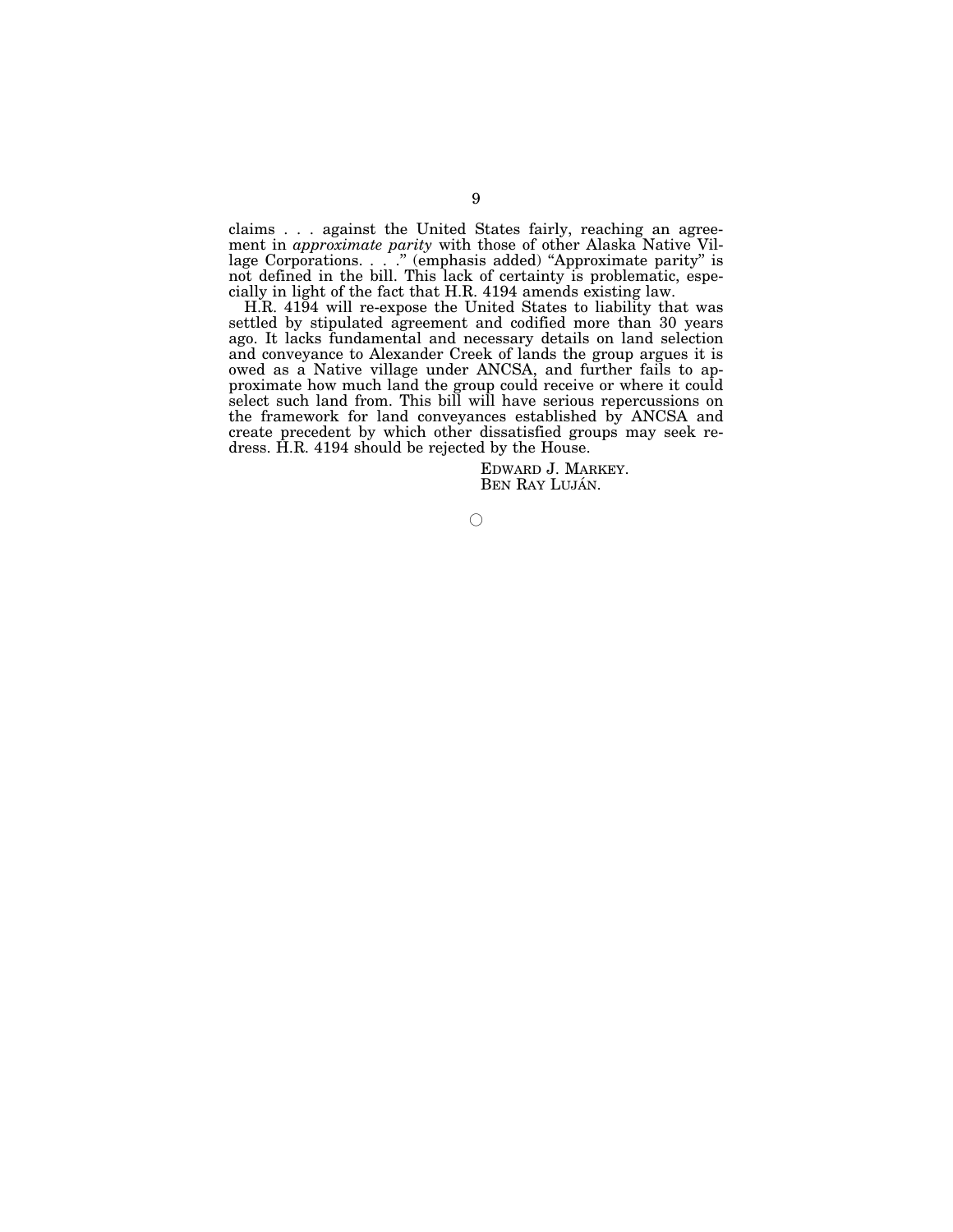claims . . . against the United States fairly, reaching an agreement in *approximate parity* with those of other Alaska Native Village Corporations. . . ." (emphasis added) "Approximate parity" is not defined in the bill. This lack of certainty is problematic, especially in light of the fact that H.R. 4194 amends existing law.

H.R. 4194 will re-expose the United States to liability that was settled by stipulated agreement and codified more than 30 years ago. It lacks fundamental and necessary details on land selection and conveyance to Alexander Creek of lands the group argues it is owed as a Native village under ANCSA, and further fails to approximate how much land the group could receive or where it could select such land from. This bill will have serious repercussions on the framework for land conveyances established by ANCSA and create precedent by which other dissatisfied groups may seek redress. H.R. 4194 should be rejected by the House.

EDWARD J. MARKEY.
BEN RAY LUJÁN.